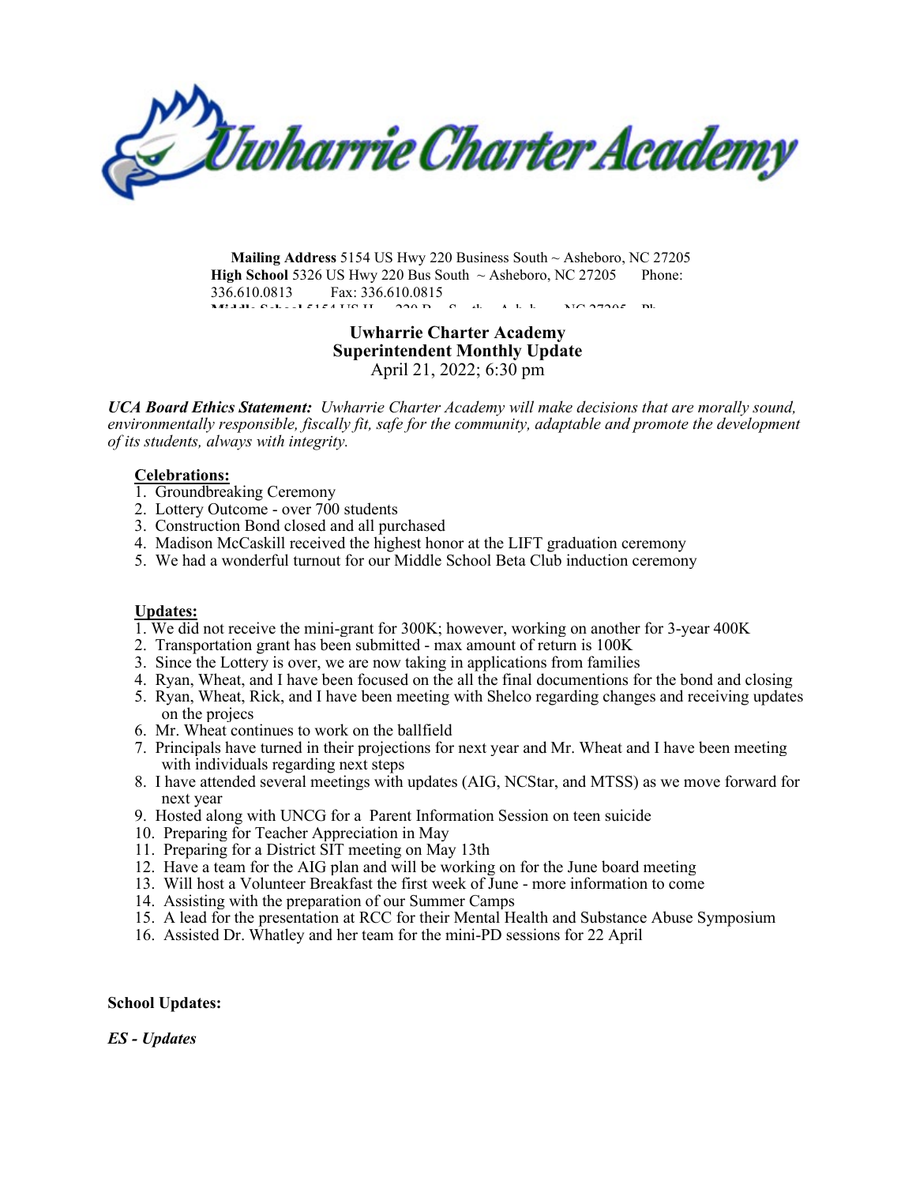# Uwharrie Charter Academy

**Mailing Address** 5154 US Hwy 220 Business South ~ Asheboro, NC 27205
**High School** 5326 US Hwy 220 Bus South ~ Asheboro, NC 27205 Phone: 336.610.0813 Fax: 336.610.0815

## Uwharrie Charter Academy
## Superintendent Monthly Update
April 21, 2022; 6:30 pm

***UCA Board Ethics Statement:*** *Uwharrie Charter Academy will make decisions that are morally sound, environmentally responsible, fiscally fit, safe for the community, adaptable and promote the development of its students, always with integrity.*

**Celebrations:**

1. Groundbreaking Ceremony
2. Lottery Outcome - over 700 students
3. Construction Bond closed and all purchased
4. Madison McCaskill received the highest honor at the LIFT graduation ceremony
5. We had a wonderful turnout for our Middle School Beta Club induction ceremony

**Updates:**

1. We did not receive the mini-grant for 300K; however, working on another for 3-year 400K
2. Transportation grant has been submitted - max amount of return is 100K
3. Since the Lottery is over, we are now taking in applications from families
4. Ryan, Wheat, and I have been focused on the all the final documentions for the bond and closing
5. Ryan, Wheat, Rick, and I have been meeting with Shelco regarding changes and receiving updates on the projecs
6. Mr. Wheat continues to work on the ballfield
7. Principals have turned in their projections for next year and Mr. Wheat and I have been meeting with individuals regarding next steps
8. I have attended several meetings with updates (AIG, NCStar, and MTSS) as we move forward for next year
9. Hosted along with UNCG for a Parent Information Session on teen suicide
10. Preparing for Teacher Appreciation in May
11. Preparing for a District SIT meeting on May 13th
12. Have a team for the AIG plan and will be working on for the June board meeting
13. Will host a Volunteer Breakfast the first week of June - more information to come
14. Assisting with the preparation of our Summer Camps
15. A lead for the presentation at RCC for their Mental Health and Substance Abuse Symposium
16. Assisted Dr. Whatley and her team for the mini-PD sessions for 22 April

**School Updates:**

***ES - Updates***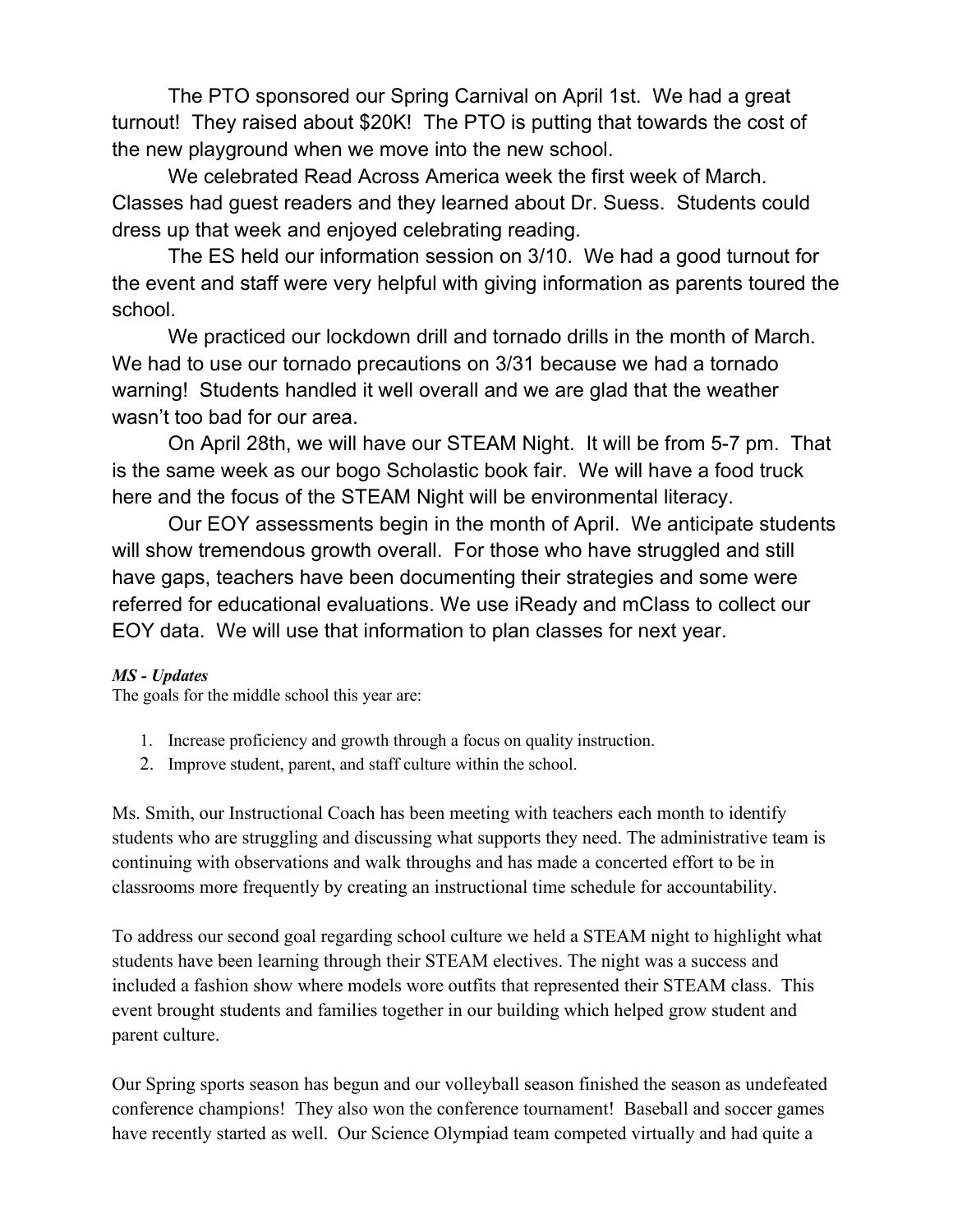The PTO sponsored our Spring Carnival on April 1st. We had a great turnout! They raised about $20K! The PTO is putting that towards the cost of the new playground when we move into the new school.

We celebrated Read Across America week the first week of March. Classes had guest readers and they learned about Dr. Suess. Students could dress up that week and enjoyed celebrating reading.

The ES held our information session on 3/10. We had a good turnout for the event and staff were very helpful with giving information as parents toured the school.

We practiced our lockdown drill and tornado drills in the month of March. We had to use our tornado precautions on 3/31 because we had a tornado warning! Students handled it well overall and we are glad that the weather wasn't too bad for our area.

On April 28th, we will have our STEAM Night. It will be from 5-7 pm. That is the same week as our bogo Scholastic book fair. We will have a food truck here and the focus of the STEAM Night will be environmental literacy.

Our EOY assessments begin in the month of April. We anticipate students will show tremendous growth overall. For those who have struggled and still have gaps, teachers have been documenting their strategies and some were referred for educational evaluations. We use iReady and mClass to collect our EOY data. We will use that information to plan classes for next year.

***MS - Updates***

The goals for the middle school this year are:

1. Increase proficiency and growth through a focus on quality instruction.
2. Improve student, parent, and staff culture within the school.

Ms. Smith, our Instructional Coach has been meeting with teachers each month to identify students who are struggling and discussing what supports they need. The administrative team is continuing with observations and walk throughs and has made a concerted effort to be in classrooms more frequently by creating an instructional time schedule for accountability.

To address our second goal regarding school culture we held a STEAM night to highlight what students have been learning through their STEAM electives. The night was a success and included a fashion show where models wore outfits that represented their STEAM class. This event brought students and families together in our building which helped grow student and parent culture.

Our Spring sports season has begun and our volleyball season finished the season as undefeated conference champions! They also won the conference tournament! Baseball and soccer games have recently started as well. Our Science Olympiad team competed virtually and had quite a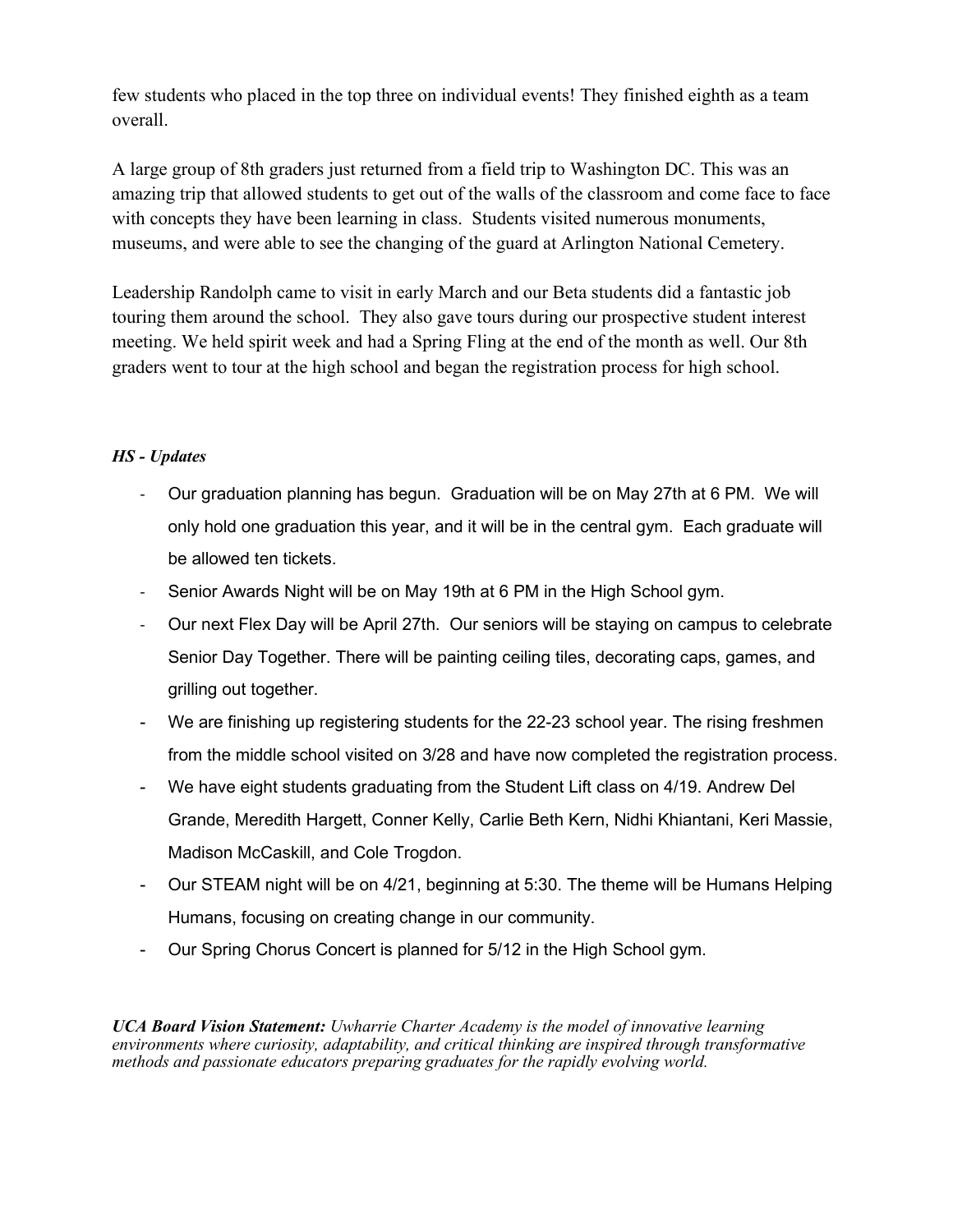few students who placed in the top three on individual events! They finished eighth as a team overall.

A large group of 8th graders just returned from a field trip to Washington DC. This was an amazing trip that allowed students to get out of the walls of the classroom and come face to face with concepts they have been learning in class. Students visited numerous monuments, museums, and were able to see the changing of the guard at Arlington National Cemetery.

Leadership Randolph came to visit in early March and our Beta students did a fantastic job touring them around the school. They also gave tours during our prospective student interest meeting. We held spirit week and had a Spring Fling at the end of the month as well. Our 8th graders went to tour at the high school and began the registration process for high school.

***HS - Updates***

- Our graduation planning has begun. Graduation will be on May 27th at 6 PM. We will only hold one graduation this year, and it will be in the central gym. Each graduate will be allowed ten tickets.
- Senior Awards Night will be on May 19th at 6 PM in the High School gym.
- Our next Flex Day will be April 27th. Our seniors will be staying on campus to celebrate Senior Day Together. There will be painting ceiling tiles, decorating caps, games, and grilling out together.
- We are finishing up registering students for the 22-23 school year. The rising freshmen from the middle school visited on 3/28 and have now completed the registration process.
- We have eight students graduating from the Student Lift class on 4/19. Andrew Del Grande, Meredith Hargett, Conner Kelly, Carlie Beth Kern, Nidhi Khiantani, Keri Massie, Madison McCaskill, and Cole Trogdon.
- Our STEAM night will be on 4/21, beginning at 5:30. The theme will be Humans Helping Humans, focusing on creating change in our community.
- Our Spring Chorus Concert is planned for 5/12 in the High School gym.

***UCA Board Vision Statement:*** *Uwharrie Charter Academy is the model of innovative learning environments where curiosity, adaptability, and critical thinking are inspired through transformative methods and passionate educators preparing graduates for the rapidly evolving world.*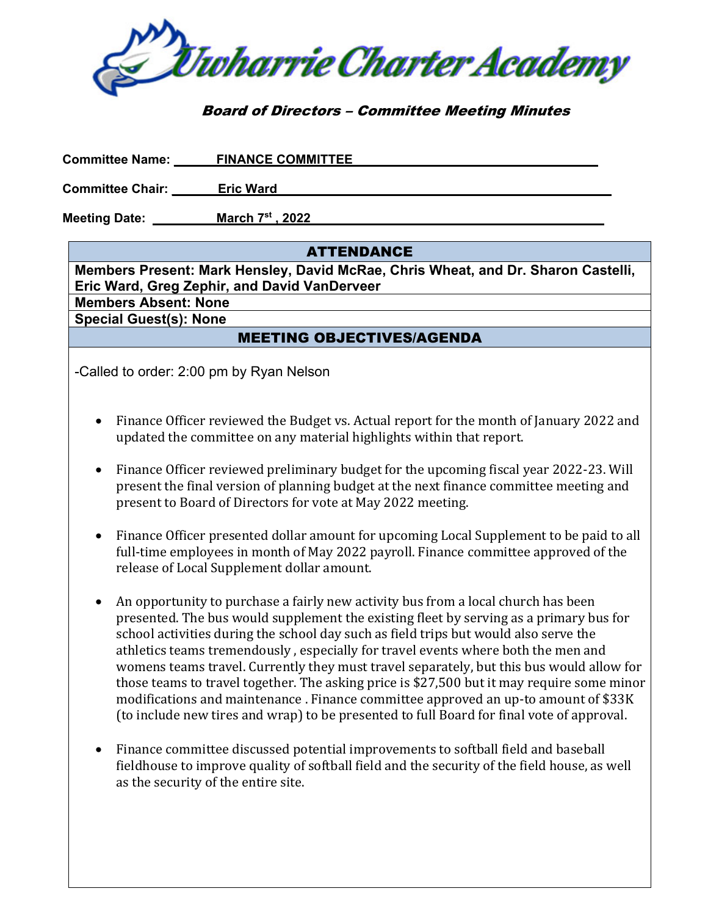# Uwharrie Charter Academy

## *Board of Directors – Committee Meeting Minutes*

**Committee Name:** **FINANCE COMMITTEE**

**Committee Chair:** **Eric Ward**

**Meeting Date:** **March 7st , 2022**

| ATTENDANCE |
|---|
| **Members Present: Mark Hensley, David McRae, Chris Wheat, and Dr. Sharon Castelli, Eric Ward, Greg Zephir, and David VanDerveer** |
| **Members Absent: None** |
| **Special Guest(s): None** |

## MEETING OBJECTIVES/AGENDA

-Called to order: 2:00 pm by Ryan Nelson

- Finance Officer reviewed the Budget vs. Actual report for the month of January 2022 and updated the committee on any material highlights within that report.
- Finance Officer reviewed preliminary budget for the upcoming fiscal year 2022-23. Will present the final version of planning budget at the next finance committee meeting and present to Board of Directors for vote at May 2022 meeting.
- Finance Officer presented dollar amount for upcoming Local Supplement to be paid to all full-time employees in month of May 2022 payroll. Finance committee approved of the release of Local Supplement dollar amount.
- An opportunity to purchase a fairly new activity bus from a local church has been presented. The bus would supplement the existing fleet by serving as a primary bus for school activities during the school day such as field trips but would also serve the athletics teams tremendously , especially for travel events where both the men and womens teams travel. Currently they must travel separately, but this bus would allow for those teams to travel together. The asking price is $27,500 but it may require some minor modifications and maintenance . Finance committee approved an up-to amount of $33K (to include new tires and wrap) to be presented to full Board for final vote of approval.
- Finance committee discussed potential improvements to softball field and baseball fieldhouse to improve quality of softball field and the security of the field house, as well as the security of the entire site.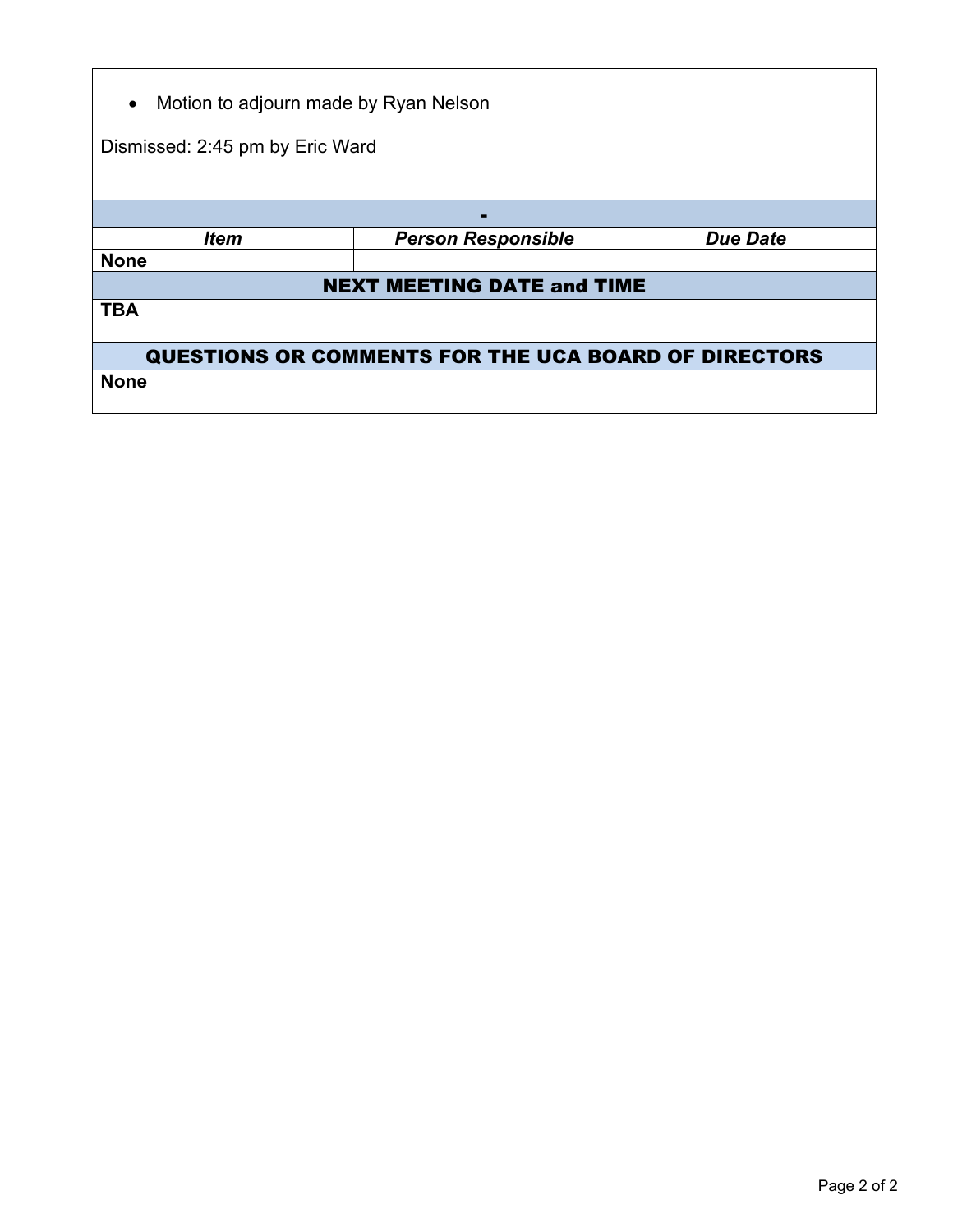- Motion to adjourn made by Ryan Nelson

Dismissed: 2:45 pm by Eric Ward

| - | | |
|---|---|---|
| ***Item*** | ***Person Responsible*** | ***Due Date*** |
| **None** | | |

## NEXT MEETING DATE and TIME

**TBA**

## QUESTIONS OR COMMENTS FOR THE UCA BOARD OF DIRECTORS

**None**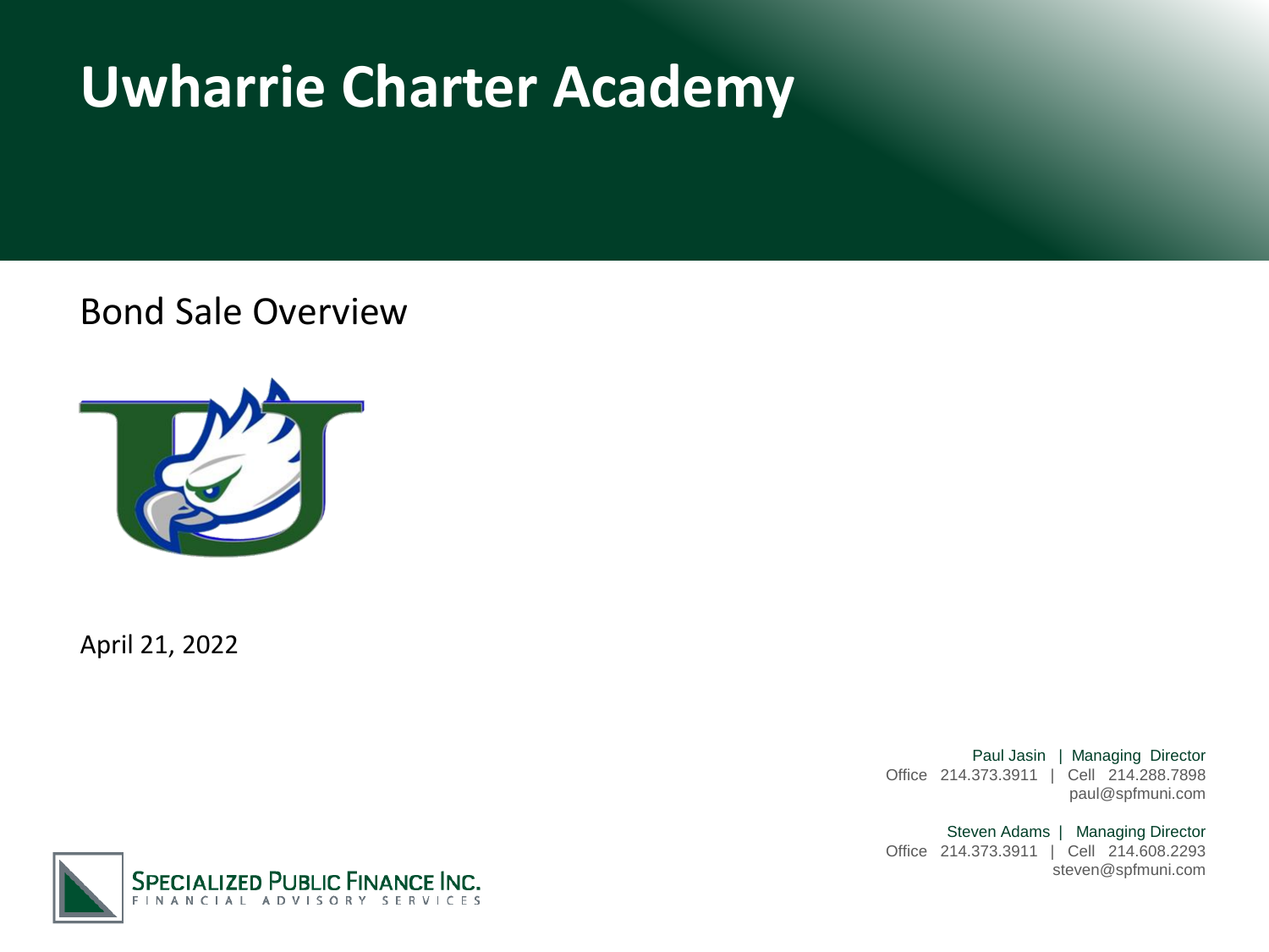# Uwharrie Charter Academy

## Bond Sale Overview

April 21, 2022

Paul Jasin | Managing Director
Office 214.373.3911 | Cell 214.288.7898
paul@spfmuni.com

Steven Adams | Managing Director
Office 214.373.3911 | Cell 214.608.2293
steven@spfmuni.com

SPECIALIZED PUBLIC FINANCE INC.
FINANCIAL ADVISORY SERVICES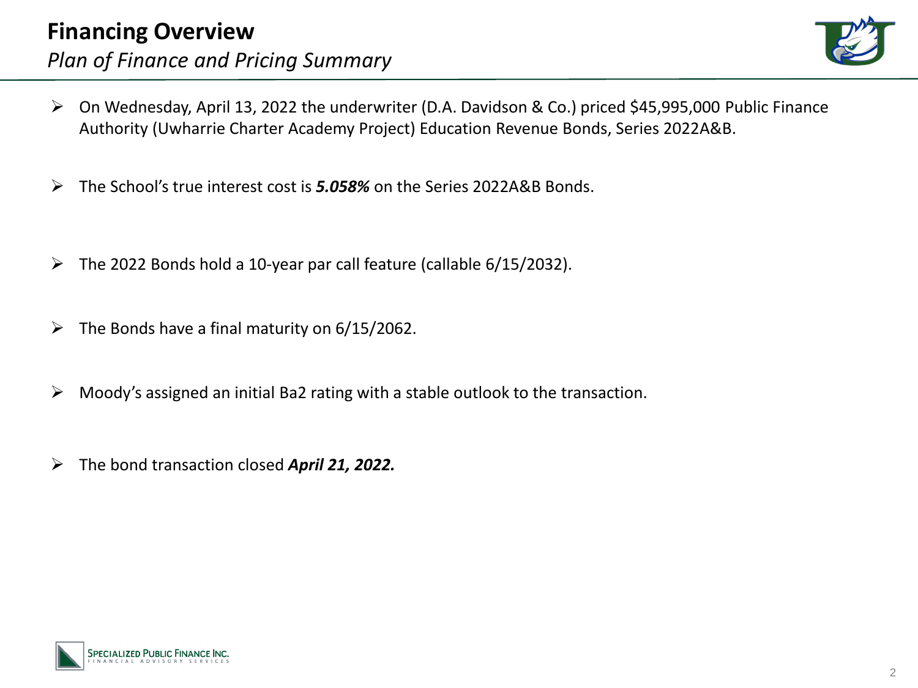# Financing Overview

*Plan of Finance and Pricing Summary*

- On Wednesday, April 13, 2022 the underwriter (D.A. Davidson & Co.) priced $45,995,000 Public Finance Authority (Uwharrie Charter Academy Project) Education Revenue Bonds, Series 2022A&B.
- The School's true interest cost is ***5.058%*** on the Series 2022A&B Bonds.
- The 2022 Bonds hold a 10-year par call feature (callable 6/15/2032).
- The Bonds have a final maturity on 6/15/2062.
- Moody's assigned an initial Ba2 rating with a stable outlook to the transaction.
- The bond transaction closed ***April 21, 2022.***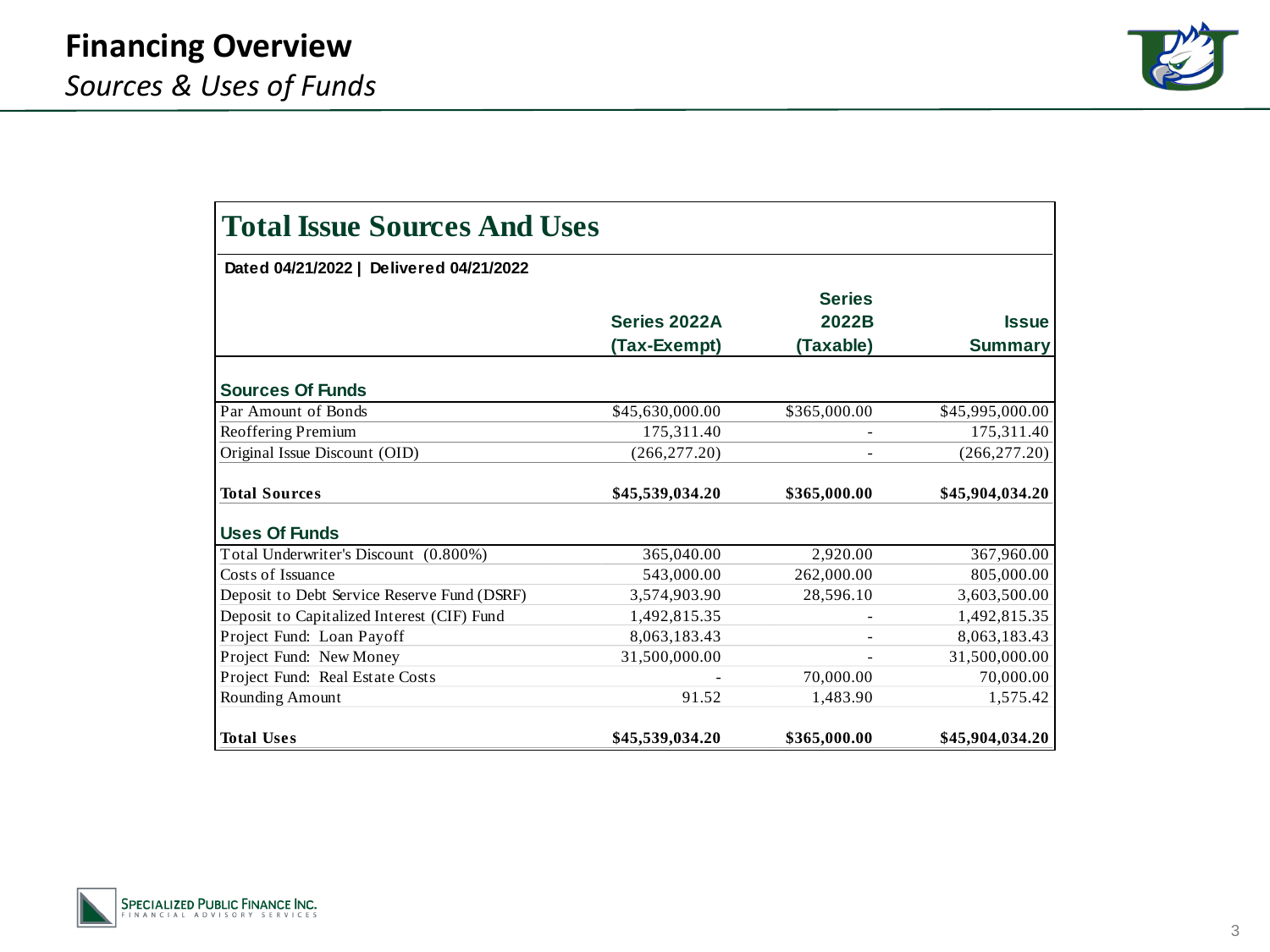# Financing Overview

*Sources & Uses of Funds*

## Total Issue Sources And Uses

**Dated 04/21/2022 | Delivered 04/21/2022**

| | Series 2022A (Tax-Exempt) | Series 2022B (Taxable) | Issue Summary |
|---|---|---|---|
| **Sources Of Funds** | | | |
| Par Amount of Bonds | $45,630,000.00 | $365,000.00 | $45,995,000.00 |
| Reoffering Premium | 175,311.40 | - | 175,311.40 |
| Original Issue Discount (OID) | (266,277.20) | - | (266,277.20) |
| **Total Sources** | **$45,539,034.20** | **$365,000.00** | **$45,904,034.20** |
| **Uses Of Funds** | | | |
| Total Underwriter's Discount (0.800%) | 365,040.00 | 2,920.00 | 367,960.00 |
| Costs of Issuance | 543,000.00 | 262,000.00 | 805,000.00 |
| Deposit to Debt Service Reserve Fund (DSRF) | 3,574,903.90 | 28,596.10 | 3,603,500.00 |
| Deposit to Capitalized Interest (CIF) Fund | 1,492,815.35 | - | 1,492,815.35 |
| Project Fund: Loan Payoff | 8,063,183.43 | - | 8,063,183.43 |
| Project Fund: New Money | 31,500,000.00 | - | 31,500,000.00 |
| Project Fund: Real Estate Costs | - | 70,000.00 | 70,000.00 |
| Rounding Amount | 91.52 | 1,483.90 | 1,575.42 |
| **Total Uses** | **$45,539,034.20** | **$365,000.00** | **$45,904,034.20** |

SPECIALIZED PUBLIC FINANCE INC.
FINANCIAL ADVISORY SERVICES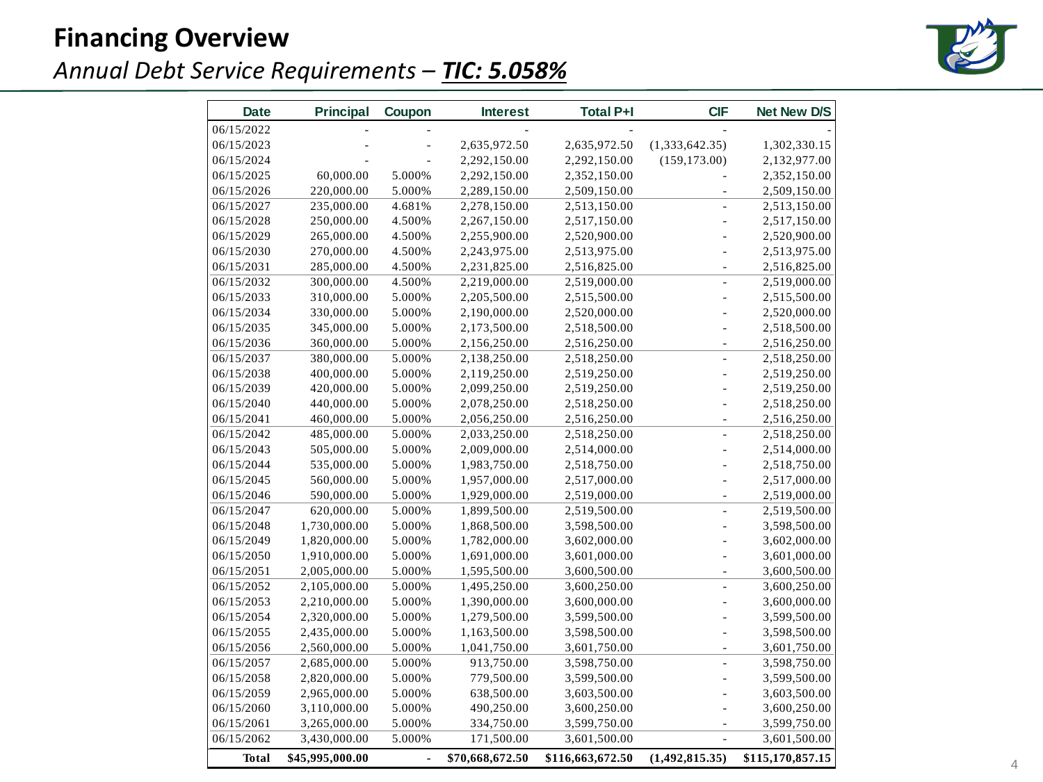# Financing Overview

*Annual Debt Service Requirements – **TIC: 5.058%***

| Date | Principal | Coupon | Interest | Total P+I | CIF | Net New D/S |
|---|---|---|---|---|---|---|
| 06/15/2022 | - | - | - | - | - | - |
| 06/15/2023 | - | - | 2,635,972.50 | 2,635,972.50 | (1,333,642.35) | 1,302,330.15 |
| 06/15/2024 | - | - | 2,292,150.00 | 2,292,150.00 | (159,173.00) | 2,132,977.00 |
| 06/15/2025 | 60,000.00 | 5.000% | 2,292,150.00 | 2,352,150.00 | - | 2,352,150.00 |
| 06/15/2026 | 220,000.00 | 5.000% | 2,289,150.00 | 2,509,150.00 | - | 2,509,150.00 |
| 06/15/2027 | 235,000.00 | 4.681% | 2,278,150.00 | 2,513,150.00 | - | 2,513,150.00 |
| 06/15/2028 | 250,000.00 | 4.500% | 2,267,150.00 | 2,517,150.00 | - | 2,517,150.00 |
| 06/15/2029 | 265,000.00 | 4.500% | 2,255,900.00 | 2,520,900.00 | - | 2,520,900.00 |
| 06/15/2030 | 270,000.00 | 4.500% | 2,243,975.00 | 2,513,975.00 | - | 2,513,975.00 |
| 06/15/2031 | 285,000.00 | 4.500% | 2,231,825.00 | 2,516,825.00 | - | 2,516,825.00 |
| 06/15/2032 | 300,000.00 | 4.500% | 2,219,000.00 | 2,519,000.00 | - | 2,519,000.00 |
| 06/15/2033 | 310,000.00 | 5.000% | 2,205,500.00 | 2,515,500.00 | - | 2,515,500.00 |
| 06/15/2034 | 330,000.00 | 5.000% | 2,190,000.00 | 2,520,000.00 | - | 2,520,000.00 |
| 06/15/2035 | 345,000.00 | 5.000% | 2,173,500.00 | 2,518,500.00 | - | 2,518,500.00 |
| 06/15/2036 | 360,000.00 | 5.000% | 2,156,250.00 | 2,516,250.00 | - | 2,516,250.00 |
| 06/15/2037 | 380,000.00 | 5.000% | 2,138,250.00 | 2,518,250.00 | - | 2,518,250.00 |
| 06/15/2038 | 400,000.00 | 5.000% | 2,119,250.00 | 2,519,250.00 | - | 2,519,250.00 |
| 06/15/2039 | 420,000.00 | 5.000% | 2,099,250.00 | 2,519,250.00 | - | 2,519,250.00 |
| 06/15/2040 | 440,000.00 | 5.000% | 2,078,250.00 | 2,518,250.00 | - | 2,518,250.00 |
| 06/15/2041 | 460,000.00 | 5.000% | 2,056,250.00 | 2,516,250.00 | - | 2,516,250.00 |
| 06/15/2042 | 485,000.00 | 5.000% | 2,033,250.00 | 2,518,250.00 | - | 2,518,250.00 |
| 06/15/2043 | 505,000.00 | 5.000% | 2,009,000.00 | 2,514,000.00 | - | 2,514,000.00 |
| 06/15/2044 | 535,000.00 | 5.000% | 1,983,750.00 | 2,518,750.00 | - | 2,518,750.00 |
| 06/15/2045 | 560,000.00 | 5.000% | 1,957,000.00 | 2,517,000.00 | - | 2,517,000.00 |
| 06/15/2046 | 590,000.00 | 5.000% | 1,929,000.00 | 2,519,000.00 | - | 2,519,000.00 |
| 06/15/2047 | 620,000.00 | 5.000% | 1,899,500.00 | 2,519,500.00 | - | 2,519,500.00 |
| 06/15/2048 | 1,730,000.00 | 5.000% | 1,868,500.00 | 3,598,500.00 | - | 3,598,500.00 |
| 06/15/2049 | 1,820,000.00 | 5.000% | 1,782,000.00 | 3,602,000.00 | - | 3,602,000.00 |
| 06/15/2050 | 1,910,000.00 | 5.000% | 1,691,000.00 | 3,601,000.00 | - | 3,601,000.00 |
| 06/15/2051 | 2,005,000.00 | 5.000% | 1,595,500.00 | 3,600,500.00 | - | 3,600,500.00 |
| 06/15/2052 | 2,105,000.00 | 5.000% | 1,495,250.00 | 3,600,250.00 | - | 3,600,250.00 |
| 06/15/2053 | 2,210,000.00 | 5.000% | 1,390,000.00 | 3,600,000.00 | - | 3,600,000.00 |
| 06/15/2054 | 2,320,000.00 | 5.000% | 1,279,500.00 | 3,599,500.00 | - | 3,599,500.00 |
| 06/15/2055 | 2,435,000.00 | 5.000% | 1,163,500.00 | 3,598,500.00 | - | 3,598,500.00 |
| 06/15/2056 | 2,560,000.00 | 5.000% | 1,041,750.00 | 3,601,750.00 | - | 3,601,750.00 |
| 06/15/2057 | 2,685,000.00 | 5.000% | 913,750.00 | 3,598,750.00 | - | 3,598,750.00 |
| 06/15/2058 | 2,820,000.00 | 5.000% | 779,500.00 | 3,599,500.00 | - | 3,599,500.00 |
| 06/15/2059 | 2,965,000.00 | 5.000% | 638,500.00 | 3,603,500.00 | - | 3,603,500.00 |
| 06/15/2060 | 3,110,000.00 | 5.000% | 490,250.00 | 3,600,250.00 | - | 3,600,250.00 |
| 06/15/2061 | 3,265,000.00 | 5.000% | 334,750.00 | 3,599,750.00 | - | 3,599,750.00 |
| 06/15/2062 | 3,430,000.00 | 5.000% | 171,500.00 | 3,601,500.00 | - | 3,601,500.00 |
| **Total** | **$45,995,000.00** | - | **$70,668,672.50** | **$116,663,672.50** | **(1,492,815.35)** | **$115,170,857.15** |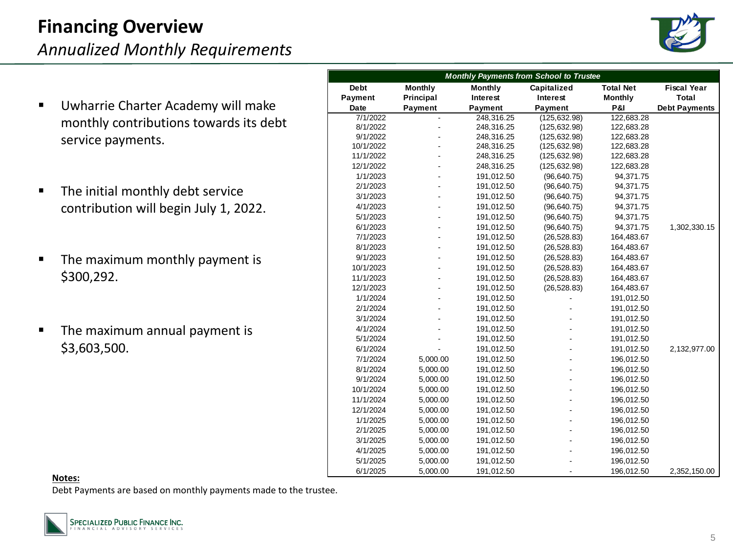# Financing Overview

*Annualized Monthly Requirements*

- Uwharrie Charter Academy will make monthly contributions towards its debt service payments.
- The initial monthly debt service contribution will begin July 1, 2022.
- The maximum monthly payment is $300,292.
- The maximum annual payment is $3,603,500.

| *Monthly Payments from School to Trustee* | | | | | |
|---|---|---|---|---|---|
| Debt Payment Date | Monthly Principal Payment | Monthly Interest Payment | Capitalized Interest Payment | Total Net Monthly P&I | Fiscal Year Total Debt Payments |
| 7/1/2022 | - | 248,316.25 | (125,632.98) | 122,683.28 | |
| 8/1/2022 | - | 248,316.25 | (125,632.98) | 122,683.28 | |
| 9/1/2022 | - | 248,316.25 | (125,632.98) | 122,683.28 | |
| 10/1/2022 | - | 248,316.25 | (125,632.98) | 122,683.28 | |
| 11/1/2022 | - | 248,316.25 | (125,632.98) | 122,683.28 | |
| 12/1/2022 | - | 248,316.25 | (125,632.98) | 122,683.28 | |
| 1/1/2023 | - | 191,012.50 | (96,640.75) | 94,371.75 | |
| 2/1/2023 | - | 191,012.50 | (96,640.75) | 94,371.75 | |
| 3/1/2023 | - | 191,012.50 | (96,640.75) | 94,371.75 | |
| 4/1/2023 | - | 191,012.50 | (96,640.75) | 94,371.75 | |
| 5/1/2023 | - | 191,012.50 | (96,640.75) | 94,371.75 | |
| 6/1/2023 | - | 191,012.50 | (96,640.75) | 94,371.75 | 1,302,330.15 |
| 7/1/2023 | - | 191,012.50 | (26,528.83) | 164,483.67 | |
| 8/1/2023 | - | 191,012.50 | (26,528.83) | 164,483.67 | |
| 9/1/2023 | - | 191,012.50 | (26,528.83) | 164,483.67 | |
| 10/1/2023 | - | 191,012.50 | (26,528.83) | 164,483.67 | |
| 11/1/2023 | - | 191,012.50 | (26,528.83) | 164,483.67 | |
| 12/1/2023 | - | 191,012.50 | (26,528.83) | 164,483.67 | |
| 1/1/2024 | - | 191,012.50 | - | 191,012.50 | |
| 2/1/2024 | - | 191,012.50 | - | 191,012.50 | |
| 3/1/2024 | - | 191,012.50 | - | 191,012.50 | |
| 4/1/2024 | - | 191,012.50 | - | 191,012.50 | |
| 5/1/2024 | - | 191,012.50 | - | 191,012.50 | |
| 6/1/2024 | - | 191,012.50 | - | 191,012.50 | 2,132,977.00 |
| 7/1/2024 | 5,000.00 | 191,012.50 | - | 196,012.50 | |
| 8/1/2024 | 5,000.00 | 191,012.50 | - | 196,012.50 | |
| 9/1/2024 | 5,000.00 | 191,012.50 | - | 196,012.50 | |
| 10/1/2024 | 5,000.00 | 191,012.50 | - | 196,012.50 | |
| 11/1/2024 | 5,000.00 | 191,012.50 | - | 196,012.50 | |
| 12/1/2024 | 5,000.00 | 191,012.50 | - | 196,012.50 | |
| 1/1/2025 | 5,000.00 | 191,012.50 | - | 196,012.50 | |
| 2/1/2025 | 5,000.00 | 191,012.50 | - | 196,012.50 | |
| 3/1/2025 | 5,000.00 | 191,012.50 | - | 196,012.50 | |
| 4/1/2025 | 5,000.00 | 191,012.50 | - | 196,012.50 | |
| 5/1/2025 | 5,000.00 | 191,012.50 | - | 196,012.50 | |
| 6/1/2025 | 5,000.00 | 191,012.50 | - | 196,012.50 | 2,352,150.00 |

**Notes:**

Debt Payments are based on monthly payments made to the trustee.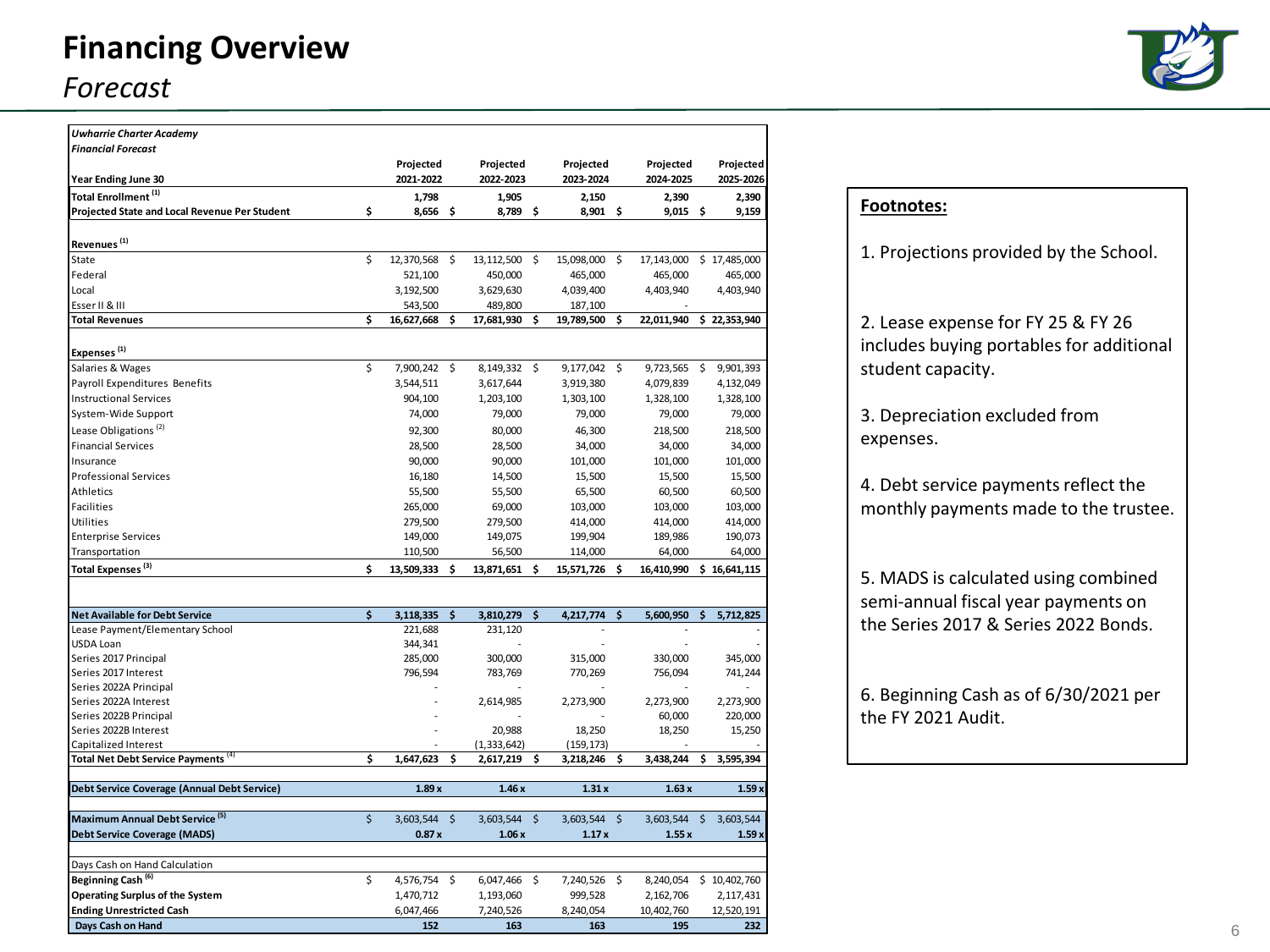# Financing Overview

*Forecast*

| *Uwharrie Charter Academy* *Financial Forecast* Year Ending June 30 | Projected 2021-2022 | Projected 2022-2023 | Projected 2023-2024 | Projected 2024-2025 | Projected 2025-2026 |
|---|---|---|---|---|---|
| Total Enrollment [1] | 1,798 | 1,905 | 2,150 | 2,390 | 2,390 |
| **Projected State and Local Revenue Per Student** | $ 8,656 | $ 8,789 | $ 8,901 | $ 9,015 | $ 9,159 |
| | | | | | |
| **Revenues [1]** | | | | | |
| State | $ 12,370,568 | $ 13,112,500 | $ 15,098,000 | $ 17,143,000 | $ 17,485,000 |
| Federal | 521,100 | 450,000 | 465,000 | 465,000 | 465,000 |
| Local | 3,192,500 | 3,629,630 | 4,039,400 | 4,403,940 | 4,403,940 |
| Esser II & III | 543,500 | 489,800 | 187,100 | - | |
| **Total Revenues** | **$ 16,627,668** | **$ 17,681,930** | **$ 19,789,500** | **$ 22,011,940** | **$ 22,353,940** |
| | | | | | |
| **Expenses [1]** | | | | | |
| Salaries & Wages | $ 7,900,242 | $ 8,149,332 | $ 9,177,042 | $ 9,723,565 | $ 9,901,393 |
| Payroll Expenditures Benefits | 3,544,511 | 3,617,644 | 3,919,380 | 4,079,839 | 4,132,049 |
| Instructional Services | 904,100 | 1,203,100 | 1,303,100 | 1,328,100 | 1,328,100 |
| System-Wide Support | 74,000 | 79,000 | 79,000 | 79,000 | 79,000 |
| Lease Obligations [2] | 92,300 | 80,000 | 46,300 | 218,500 | 218,500 |
| Financial Services | 28,500 | 28,500 | 34,000 | 34,000 | 34,000 |
| Insurance | 90,000 | 90,000 | 101,000 | 101,000 | 101,000 |
| Professional Services | 16,180 | 14,500 | 15,500 | 15,500 | 15,500 |
| Athletics | 55,500 | 55,500 | 65,500 | 60,500 | 60,500 |
| Facilities | 265,000 | 69,000 | 103,000 | 103,000 | 103,000 |
| Utilities | 279,500 | 279,500 | 414,000 | 414,000 | 414,000 |
| Enterprise Services | 149,000 | 149,075 | 199,904 | 189,986 | 190,073 |
| Transportation | 110,500 | 56,500 | 114,000 | 64,000 | 64,000 |
| **Total Expenses [3]** | **$ 13,509,333** | **$ 13,871,651** | **$ 15,571,726** | **$ 16,410,990** | **$ 16,641,115** |
| | | | | | |
| **Net Available for Debt Service** | **$ 3,118,335** | **$ 3,810,279** | **$ 4,217,774** | **$ 5,600,950** | **$ 5,712,825** |
| Lease Payment/Elementary School | 221,688 | 231,120 | - | - | - |
| USDA Loan | 344,341 | - | - | - | - |
| Series 2017 Principal | 285,000 | 300,000 | 315,000 | 330,000 | 345,000 |
| Series 2017 Interest | 796,594 | 783,769 | 770,269 | 756,094 | 741,244 |
| Series 2022A Principal | - | - | - | - | - |
| Series 2022A Interest | - | 2,614,985 | 2,273,900 | 2,273,900 | 2,273,900 |
| Series 2022B Principal | - | - | - | 60,000 | 220,000 |
| Series 2022B Interest | - | 20,988 | 18,250 | 18,250 | 15,250 |
| Capitalized Interest | - | (1,333,642) | (159,173) | - | - |
| **Total Net Debt Service Payments [4]** | **$ 1,647,623** | **$ 2,617,219** | **$ 3,218,246** | **$ 3,438,244** | **$ 3,595,394** |
| | | | | | |
| **Debt Service Coverage (Annual Debt Service)** | **1.89 x** | **1.46 x** | **1.31 x** | **1.63 x** | **1.59 x** |
| | | | | | |
| **Maximum Annual Debt Service [5]** | $ 3,603,544 | $ 3,603,544 | $ 3,603,544 | $ 3,603,544 | $ 3,603,544 |
| **Debt Service Coverage (MADS)** | **0.87 x** | **1.06 x** | **1.17 x** | **1.55 x** | **1.59 x** |
| | | | | | |
| Days Cash on Hand Calculation | | | | | |
| **Beginning Cash [6]** | $ 4,576,754 | $ 6,047,466 | $ 7,240,526 | $ 8,240,054 | $ 10,402,760 |
| **Operating Surplus of the System** | 1,470,712 | 1,193,060 | 999,528 | 2,162,706 | 2,117,431 |
| **Ending Unrestricted Cash** | 6,047,466 | 7,240,526 | 8,240,054 | 10,402,760 | 12,520,191 |
| **Days Cash on Hand** | **152** | **163** | **163** | **195** | **232** |

**Footnotes:**

1. Projections provided by the School.

2. Lease expense for FY 25 & FY 26 includes buying portables for additional student capacity.

3. Depreciation excluded from expenses.

4. Debt service payments reflect the monthly payments made to the trustee.

5. MADS is calculated using combined semi-annual fiscal year payments on the Series 2017 & Series 2022 Bonds.

6. Beginning Cash as of 6/30/2021 per the FY 2021 Audit.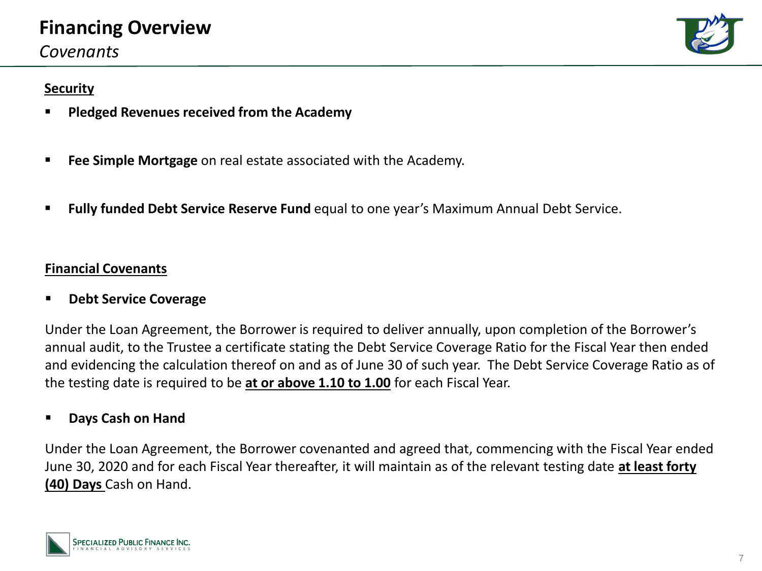# Financing Overview

*Covenants*

**Security**

- **Pledged Revenues received from the Academy**
- **Fee Simple Mortgage** on real estate associated with the Academy.
- **Fully funded Debt Service Reserve Fund** equal to one year's Maximum Annual Debt Service.

**Financial Covenants**

- **Debt Service Coverage**

Under the Loan Agreement, the Borrower is required to deliver annually, upon completion of the Borrower's annual audit, to the Trustee a certificate stating the Debt Service Coverage Ratio for the Fiscal Year then ended and evidencing the calculation thereof on and as of June 30 of such year. The Debt Service Coverage Ratio as of the testing date is required to be **at or above 1.10 to 1.00** for each Fiscal Year.

- **Days Cash on Hand**

Under the Loan Agreement, the Borrower covenanted and agreed that, commencing with the Fiscal Year ended June 30, 2020 and for each Fiscal Year thereafter, it will maintain as of the relevant testing date **at least forty (40) Days** Cash on Hand.

SPECIALIZED PUBLIC FINANCE INC.
FINANCIAL ADVISORY SERVICES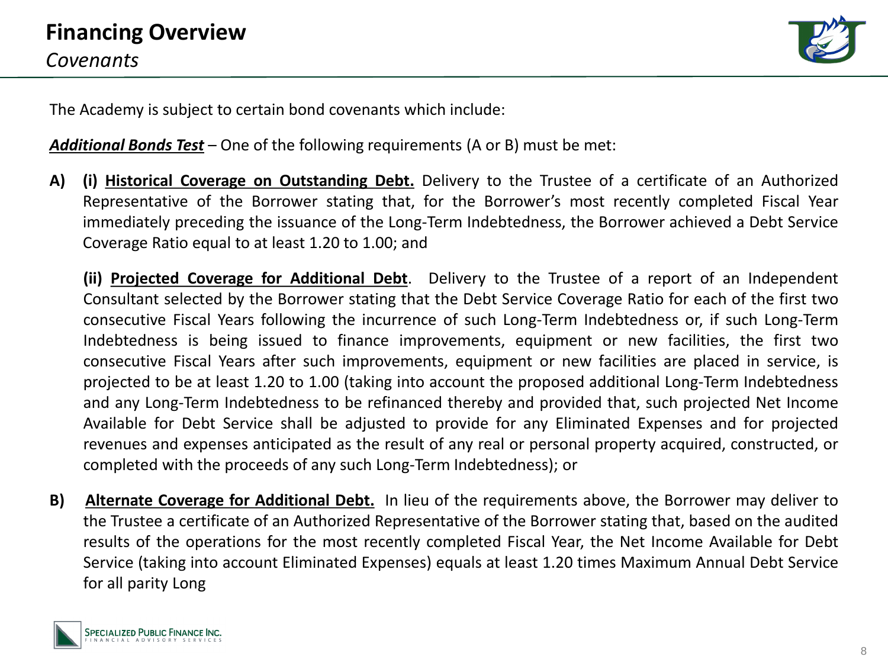# Financing Overview

*Covenants*

The Academy is subject to certain bond covenants which include:

***Additional Bonds Test*** – One of the following requirements (A or B) must be met:

**A)** **(i)** **Historical Coverage on Outstanding Debt.** Delivery to the Trustee of a certificate of an Authorized Representative of the Borrower stating that, for the Borrower's most recently completed Fiscal Year immediately preceding the issuance of the Long-Term Indebtedness, the Borrower achieved a Debt Service Coverage Ratio equal to at least 1.20 to 1.00; and

**(ii)** **Projected Coverage for Additional Debt**. Delivery to the Trustee of a report of an Independent Consultant selected by the Borrower stating that the Debt Service Coverage Ratio for each of the first two consecutive Fiscal Years following the incurrence of such Long-Term Indebtedness or, if such Long-Term Indebtedness is being issued to finance improvements, equipment or new facilities, the first two consecutive Fiscal Years after such improvements, equipment or new facilities are placed in service, is projected to be at least 1.20 to 1.00 (taking into account the proposed additional Long-Term Indebtedness and any Long-Term Indebtedness to be refinanced thereby and provided that, such projected Net Income Available for Debt Service shall be adjusted to provide for any Eliminated Expenses and for projected revenues and expenses anticipated as the result of any real or personal property acquired, constructed, or completed with the proceeds of any such Long-Term Indebtedness); or

**B)** **Alternate Coverage for Additional Debt.** In lieu of the requirements above, the Borrower may deliver to the Trustee a certificate of an Authorized Representative of the Borrower stating that, based on the audited results of the operations for the most recently completed Fiscal Year, the Net Income Available for Debt Service (taking into account Eliminated Expenses) equals at least 1.20 times Maximum Annual Debt Service for all parity Long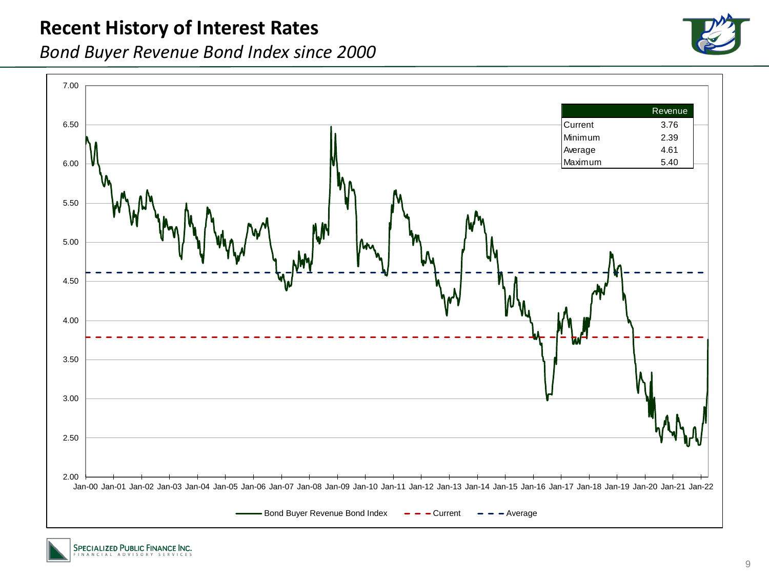# Recent History of Interest Rates

*Bond Buyer Revenue Bond Index since 2000*

| | Revenue |
|---|---|
| Current | 3.76 |
| Minimum | 2.39 |
| Average | 4.61 |
| Maximum | 5.40 |

Bond Buyer Revenue Bond Index — Current — Average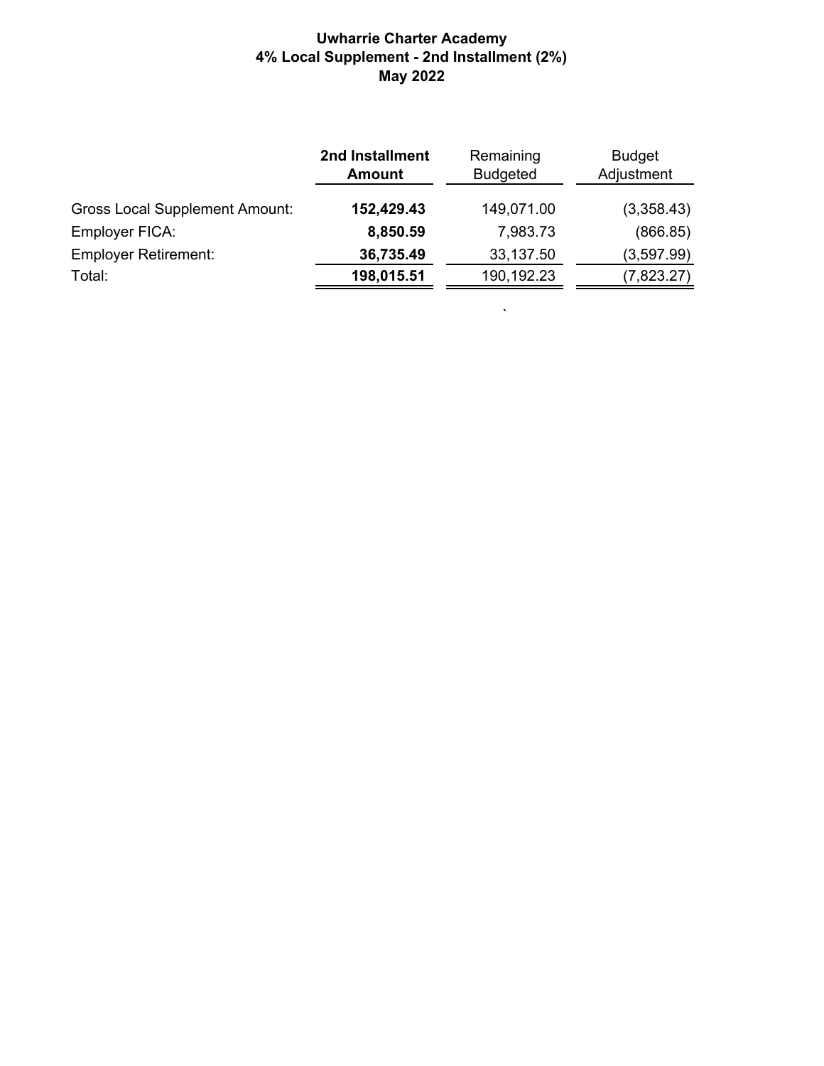**Uwharrie Charter Academy**
**4% Local Supplement - 2nd Installment (2%)**
**May 2022**

| | **2nd Installment Amount** | Remaining Budgeted | Budget Adjustment |
|---|---|---|---|
| Gross Local Supplement Amount: | **152,429.43** | 149,071.00 | (3,358.43) |
| Employer FICA: | **8,850.59** | 7,983.73 | (866.85) |
| Employer Retirement: | **36,735.49** | 33,137.50 | (3,597.99) |
| Total: | **198,015.51** | 190,192.23 | (7,823.27) |

`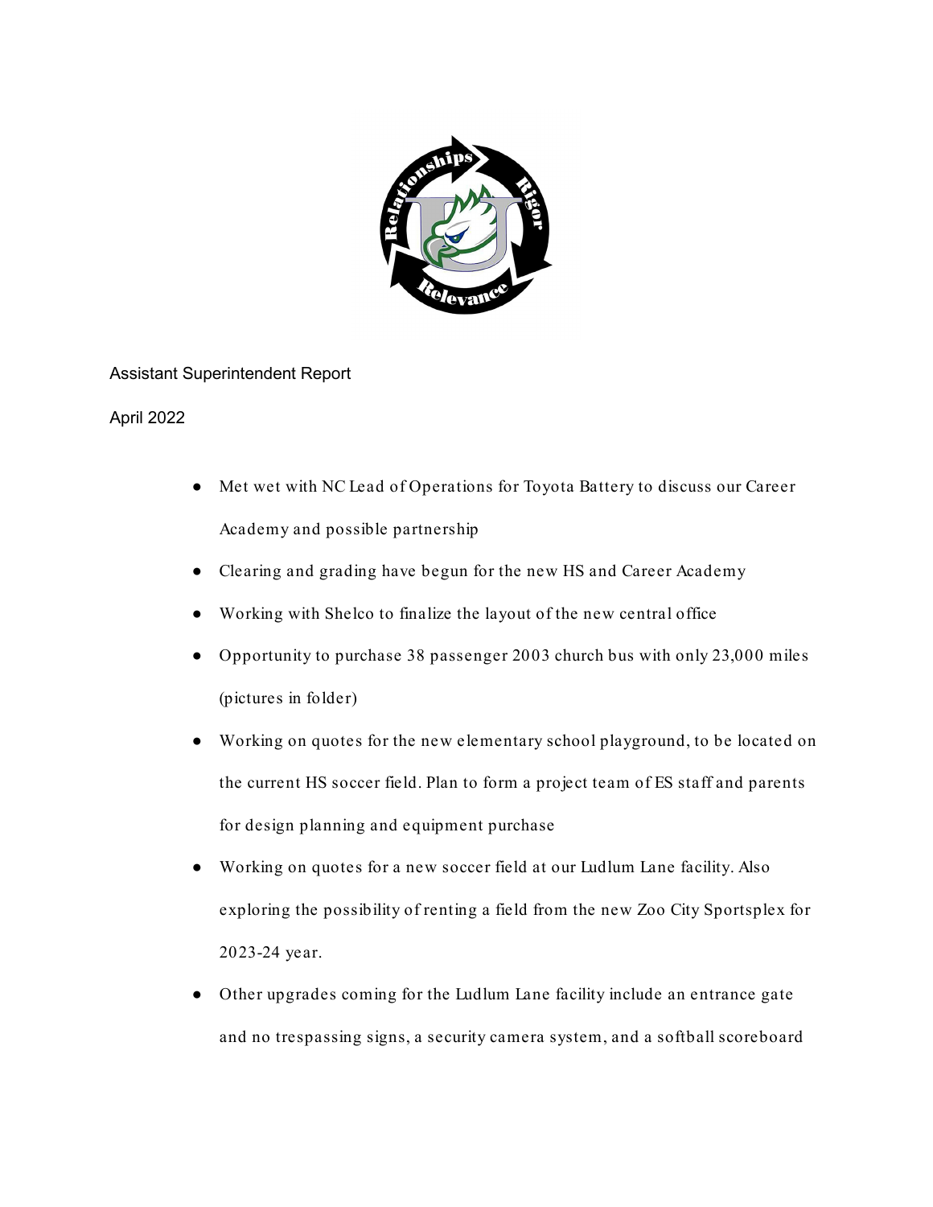Assistant Superintendent Report

April 2022

- Met wet with NC Lead of Operations for Toyota Battery to discuss our Career Academy and possible partnership
- Clearing and grading have begun for the new HS and Career Academy
- Working with Shelco to finalize the layout of the new central office
- Opportunity to purchase 38 passenger 2003 church bus with only 23,000 miles (pictures in folder)
- Working on quotes for the new elementary school playground, to be located on the current HS soccer field. Plan to form a project team of ES staff and parents for design planning and equipment purchase
- Working on quotes for a new soccer field at our Ludlum Lane facility. Also exploring the possibility of renting a field from the new Zoo City Sportsplex for 2023-24 year.
- Other upgrades coming for the Ludlum Lane facility include an entrance gate and no trespassing signs, a security camera system, and a softball scoreboard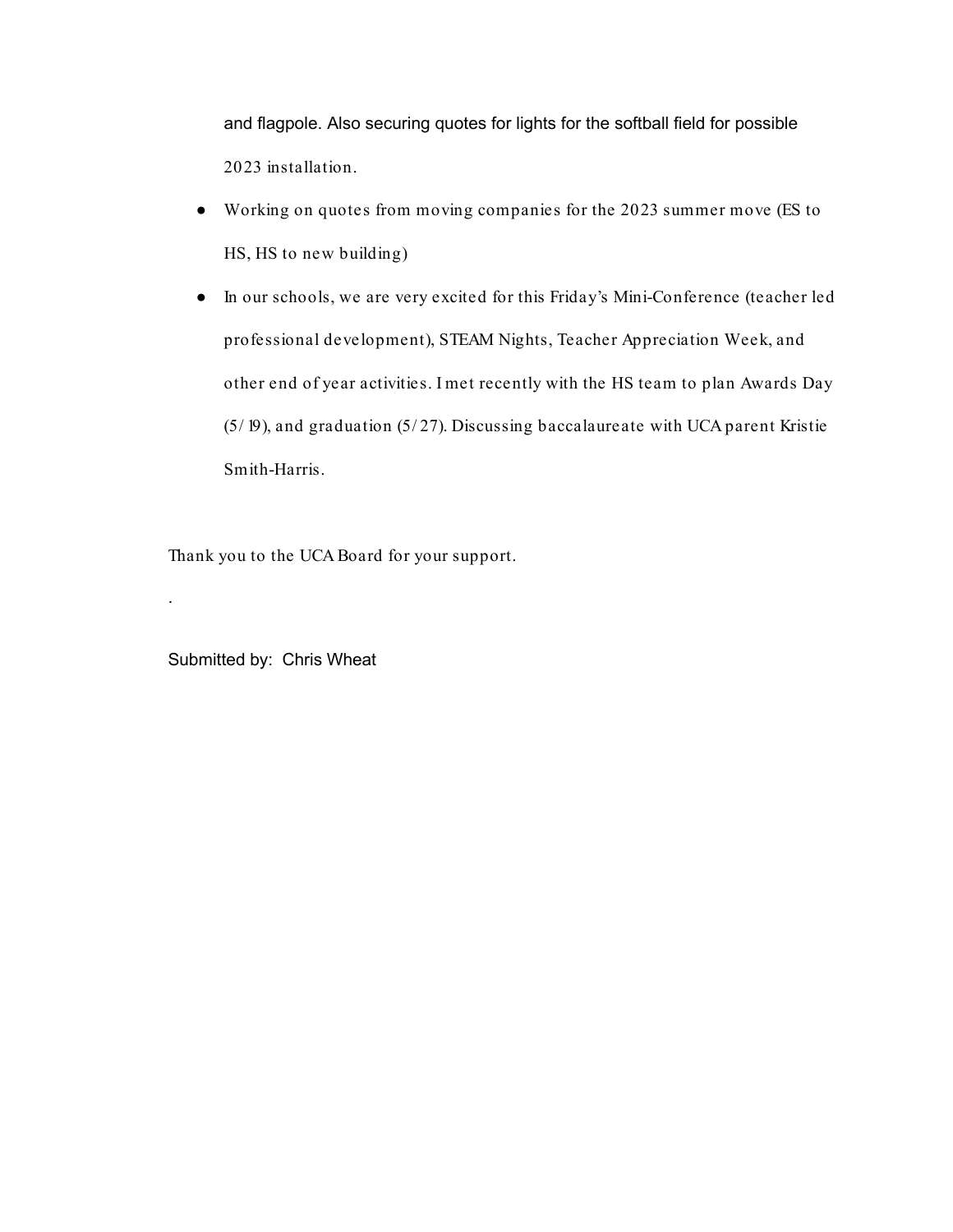and flagpole. Also securing quotes for lights for the softball field for possible 2023 installation.

- Working on quotes from moving companies for the 2023 summer move (ES to HS, HS to new building)
- In our schools, we are very excited for this Friday's Mini-Conference (teacher led professional development), STEAM Nights, Teacher Appreciation Week, and other end of year activities. I met recently with the HS team to plan Awards Day (5/19), and graduation (5/27). Discussing baccalaureate with UCA parent Kristie Smith-Harris.

Thank you to the UCA Board for your support.

.

Submitted by: Chris Wheat